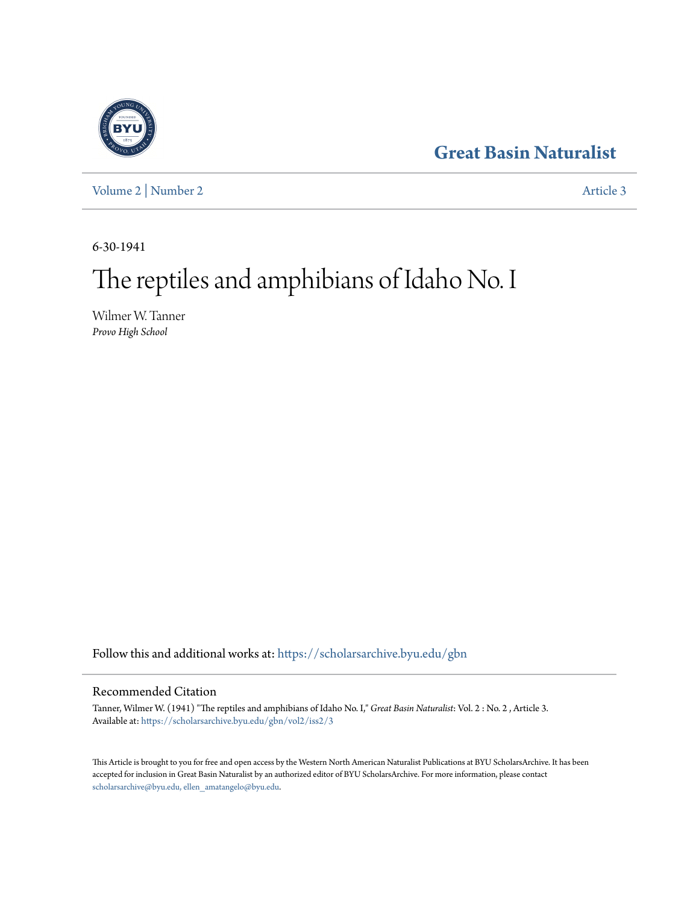# Great Basin Naturalist

Volume 2 | Number 2 Article 3

6-30-1941

# The reptiles and amphibians of Idaho No. I

Wilmer W. Tanner
*Provo High School*

Follow this and additional works at: https://scholarsarchive.byu.edu/gbn

## Recommended Citation

Tanner, Wilmer W. (1941) "The reptiles and amphibians of Idaho No. I," *Great Basin Naturalist*: Vol. 2 : No. 2 , Article 3.
Available at: https://scholarsarchive.byu.edu/gbn/vol2/iss2/3

This Article is brought to you for free and open access by the Western North American Naturalist Publications at BYU ScholarsArchive. It has been accepted for inclusion in Great Basin Naturalist by an authorized editor of BYU ScholarsArchive. For more information, please contact scholarsarchive@byu.edu, ellen_amatangelo@byu.edu.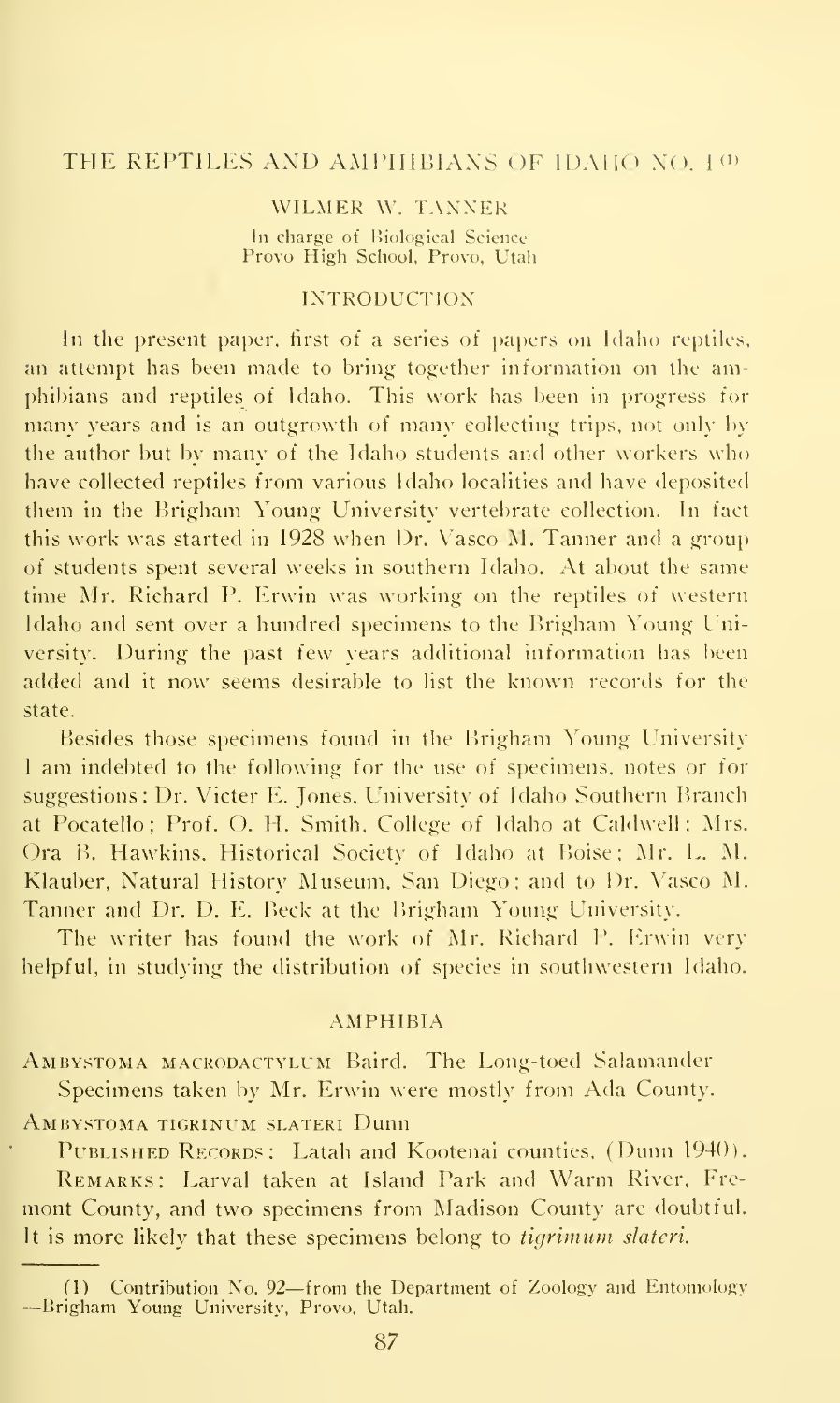# THE REPTILES AND AMPHIBIANS OF IDAHO NO. 1[1]

WILMER W. TANNER
In charge of Biological Science
Provo High School, Provo, Utah

## INTRODUCTION

In the present paper, first of a series of papers on Idaho reptiles, an attempt has been made to bring together information on the amphibians and reptiles of Idaho. This work has been in progress for many years and is an outgrowth of many collecting trips, not only by the author but by many of the Idaho students and other workers who have collected reptiles from various Idaho localities and have deposited them in the Brigham Young University vertebrate collection. In fact this work was started in 1928 when Dr. Vasco M. Tanner and a group of students spent several weeks in southern Idaho. At about the same time Mr. Richard P. Erwin was working on the reptiles of western Idaho and sent over a hundred specimens to the Brigham Young University. During the past few years additional information has been added and it now seems desirable to list the known records for the state.

Besides those specimens found in the Brigham Young University I am indebted to the following for the use of specimens, notes or for suggestions: Dr. Victer E. Jones, University of Idaho Southern Branch at Pocatello; Prof. O. H. Smith, College of Idaho at Caldwell; Mrs. Ora B. Hawkins, Historical Society of Idaho at Boise; Mr. L. M. Klauber, Natural History Museum, San Diego; and to Dr. Vasco M. Tanner and Dr. D. E. Beck at the Brigham Young University.

The writer has found the work of Mr. Richard P. Erwin very helpful, in studying the distribution of species in southwestern Idaho.

## AMPHIBIA

Ambystoma macrodactylum Baird. The Long-toed Salamander

Specimens taken by Mr. Erwin were mostly from Ada County.

Ambystoma tigrinum slateri Dunn

Published Records: Latah and Kootenai counties, (Dunn 1940).

Remarks: Larval taken at Island Park and Warm River, Fremont County, and two specimens from Madison County are doubtful. It is more likely that these specimens belong to *tigrimum slateri*.

---

(1) Contribution No. 92—from the Department of Zoology and Entomology—Brigham Young University, Provo, Utah.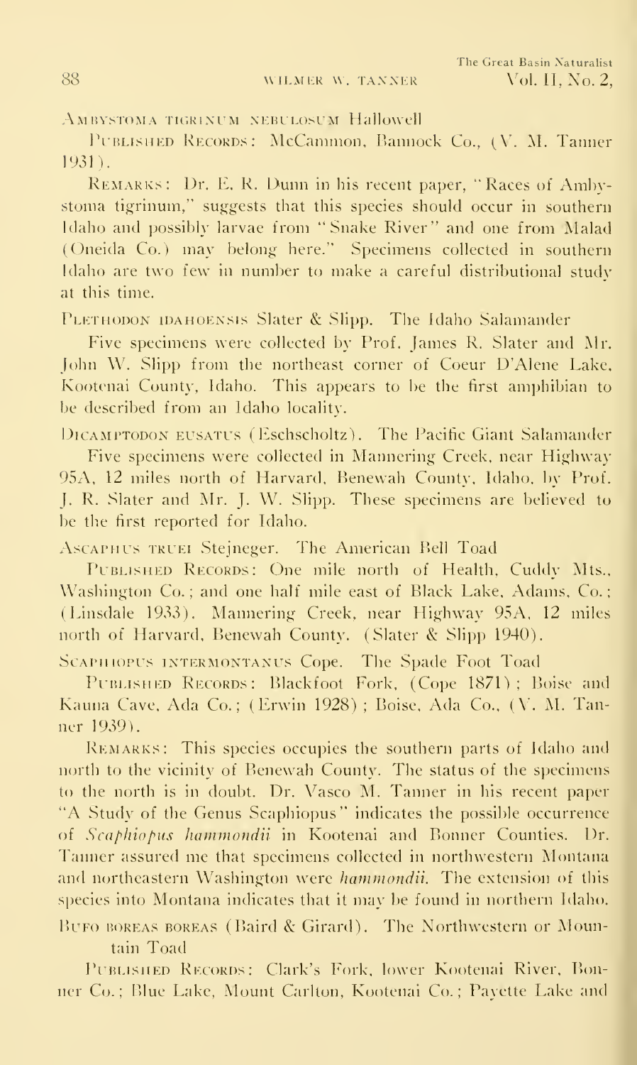Ambystoma tigrinum nebulosum Hallowell

Published Records: McCammon, Bannock Co., (V. M. Tanner 1931).

Remarks: Dr. E. R. Dunn in his recent paper, "Races of Ambystoma tigrinum," suggests that this species should occur in southern Idaho and possibly larvae from "Snake River" and one from Malad (Oneida Co.) may belong here." Specimens collected in southern Idaho are two few in number to make a careful distributional study at this time.

Plethodon idahoensis Slater & Slipp. The Idaho Salamander

Five specimens were collected by Prof. James R. Slater and Mr. John W. Slipp from the northeast corner of Coeur D'Alene Lake, Kootenai County, Idaho. This appears to be the first amphibian to be described from an Idaho locality.

Dicamptodon eusatus (Eschscholtz). The Pacific Giant Salamander

Five specimens were collected in Mannering Creek, near Highway 95A, 12 miles north of Harvard, Benewah County, Idaho, by Prof. J. R. Slater and Mr. J. W. Slipp. These specimens are believed to be the first reported for Idaho.

Ascaphus truei Stejneger. The American Bell Toad

Published Records: One mile north of Health, Cuddy Mts., Washington Co.; and one half mile east of Black Lake, Adams, Co.; (Linsdale 1933). Mannering Creek, near Highway 95A, 12 miles north of Harvard, Benewah County. (Slater & Slipp 1940).

Scaphiopus intermontanus Cope. The Spade Foot Toad

Published Records: Blackfoot Fork, (Cope 1871); Boise and Kauna Cave, Ada Co.; (Erwin 1928); Boise, Ada Co., (V. M. Tanner 1939).

Remarks: This species occupies the southern parts of Idaho and north to the vicinity of Benewah County. The status of the specimens to the north is in doubt. Dr. Vasco M. Tanner in his recent paper "A Study of the Genus Scaphiopus" indicates the possible occurrence of *Scaphiopus hammondii* in Kootenai and Bonner Counties. Dr. Tanner assured me that specimens collected in northwestern Montana and northeastern Washington were *hammondii*. The extension of this species into Montana indicates that it may be found in northern Idaho.

Bufo boreas boreas (Baird & Girard). The Northwestern or Mountain Toad

Published Records: Clark's Fork, lower Kootenai River, Bonner Co.; Blue Lake, Mount Carlton, Kootenai Co.; Payette Lake and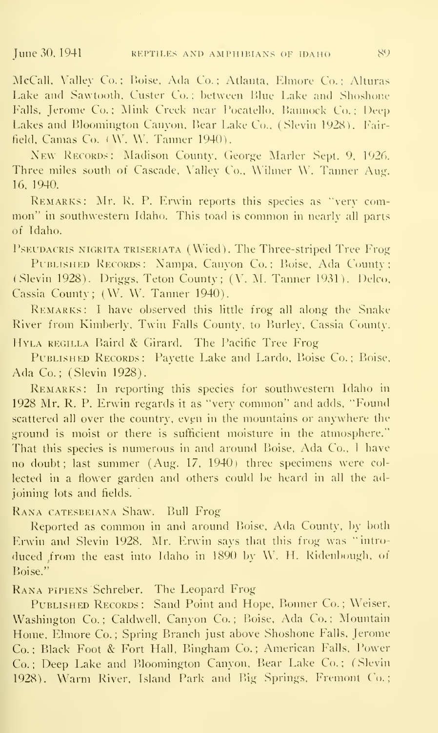McCall, Valley Co.; Boise, Ada Co.; Atlanta, Elmore Co.; Alturas Lake and Sawtooth, Custer Co.; between Blue Lake and Shoshone Falls, Jerome Co.; Mink Creek near Pocatello, Bannock Co.; Deep Lakes and Bloomington Canyon, Bear Lake Co., (Slevin 1928). Fairfield, Camas Co. (W. W. Tanner 1940).

New Records: Madison County, George Marler Sept. 9, 1926. Three miles south of Cascade, Valley Co., Wilmer W. Tanner Aug. 16, 1940.

Remarks: Mr. R. P. Erwin reports this species as "very common" in southwestern Idaho. This toad is common in nearly all parts of Idaho.

Pseudacris nigrita triseriata (Wied). The Three-striped Tree Frog

Published Records: Nampa, Canyon Co.; Boise, Ada County; (Slevin 1928). Driggs, Teton County; (V. M. Tanner 1931). Delco, Cassia County; (W. W. Tanner 1940).

Remarks: I have observed this little frog all along the Snake River from Kimberly, Twin Falls County, to Burley, Cassia County.

Hyla regilla Baird & Girard. The Pacific Tree Frog

Published Records: Payette Lake and Lardo, Boise Co.; Boise, Ada Co.; (Slevin 1928).

Remarks: In reporting this species for southwestern Idaho in 1928 Mr. R. P. Erwin regards it as "very common" and adds, "Found scattered all over the country, even in the mountains or anywhere the ground is moist or there is sufficient moisture in the atmosphere." That this species is numerous in and around Boise, Ada Co., I have no doubt; last summer (Aug. 17, 1940) three specimens were collected in a flower garden and others could be heard in all the adjoining lots and fields.

Rana catesbeiana Shaw. Bull Frog

Reported as common in and around Boise, Ada County, by both Erwin and Slevin 1928. Mr. Erwin says that this frog was "introduced from the east into Idaho in 1890 by W. H. Ridenbough, of Boise."

Rana pipiens Schreber. The Leopard Frog

Published Records: Sand Point and Hope, Bonner Co.; Weiser, Washington Co.; Caldwell, Canyon Co.; Boise, Ada Co.; Mountain Home, Elmore Co.; Spring Branch just above Shoshone Falls, Jerome Co.; Black Foot & Fort Hall, Bingham Co.; American Falls, Power Co.; Deep Lake and Bloomington Canyon, Bear Lake Co.; (Slevin 1928). Warm River, Island Park and Big Springs, Fremont Co.;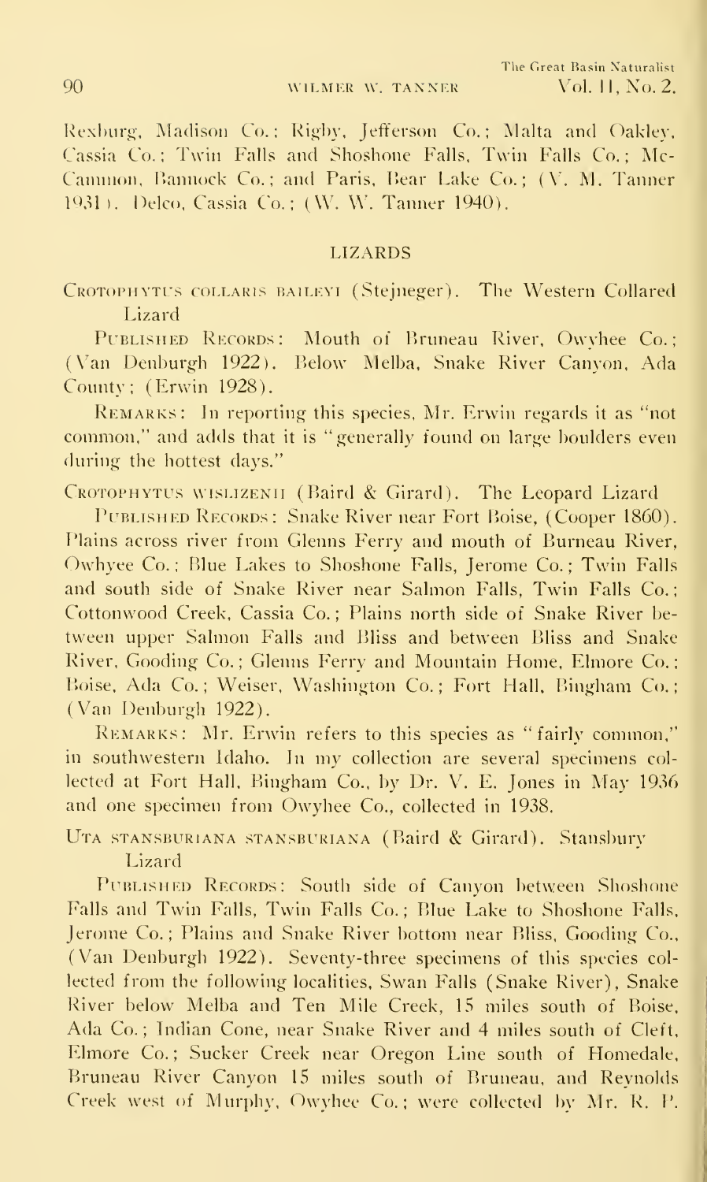Rexburg, Madison Co.; Rigby, Jefferson Co.; Malta and Oakley, Cassia Co.; Twin Falls and Shoshone Falls, Twin Falls Co.; McCammon, Bannock Co.; and Paris, Bear Lake Co.; (V. M. Tanner 1931). Delco, Cassia Co.; (W. W. Tanner 1940).

## LIZARDS

CROTOPHYTUS COLLARIS BAILEYI (Stejneger). The Western Collared Lizard

PUBLISHED RECORDS: Mouth of Bruneau River, Owyhee Co.; (Van Denburgh 1922). Below Melba, Snake River Canyon, Ada County; (Erwin 1928).

REMARKS: In reporting this species, Mr. Erwin regards it as "not common," and adds that it is "generally found on large boulders even during the hottest days."

CROTOPHYTUS WISLIZENII (Baird & Girard). The Leopard Lizard

PUBLISHED RECORDS: Snake River near Fort Boise, (Cooper 1860). Plains across river from Glenns Ferry and mouth of Burneau River, Owhyee Co.; Blue Lakes to Shoshone Falls, Jerome Co.; Twin Falls and south side of Snake River near Salmon Falls, Twin Falls Co.; Cottonwood Creek, Cassia Co.; Plains north side of Snake River between upper Salmon Falls and Bliss and between Bliss and Snake River, Gooding Co.; Glenns Ferry and Mountain Home, Elmore Co.; Boise, Ada Co.; Weiser, Washington Co.; Fort Hall, Bingham Co.; (Van Denburgh 1922).

REMARKS: Mr. Erwin refers to this species as "fairly common," in southwestern Idaho. In my collection are several specimens collected at Fort Hall, Bingham Co., by Dr. V. E. Jones in May 1936 and one specimen from Owyhee Co., collected in 1938.

UTA STANSBURIANA STANSBURIANA (Baird & Girard). Stansbury Lizard

PUBLISHED RECORDS: South side of Canyon between Shoshone Falls and Twin Falls, Twin Falls Co.; Blue Lake to Shoshone Falls, Jerome Co.; Plains and Snake River bottom near Bliss, Gooding Co., (Van Denburgh 1922). Seventy-three specimens of this species collected from the following localities, Swan Falls (Snake River), Snake River below Melba and Ten Mile Creek, 15 miles south of Boise, Ada Co.; Indian Cone, near Snake River and 4 miles south of Cleft, Elmore Co.; Sucker Creek near Oregon Line south of Homedale, Bruneau River Canyon 15 miles south of Bruneau, and Reynolds Creek west of Murphy, Owyhee Co.; were collected by Mr. R. P.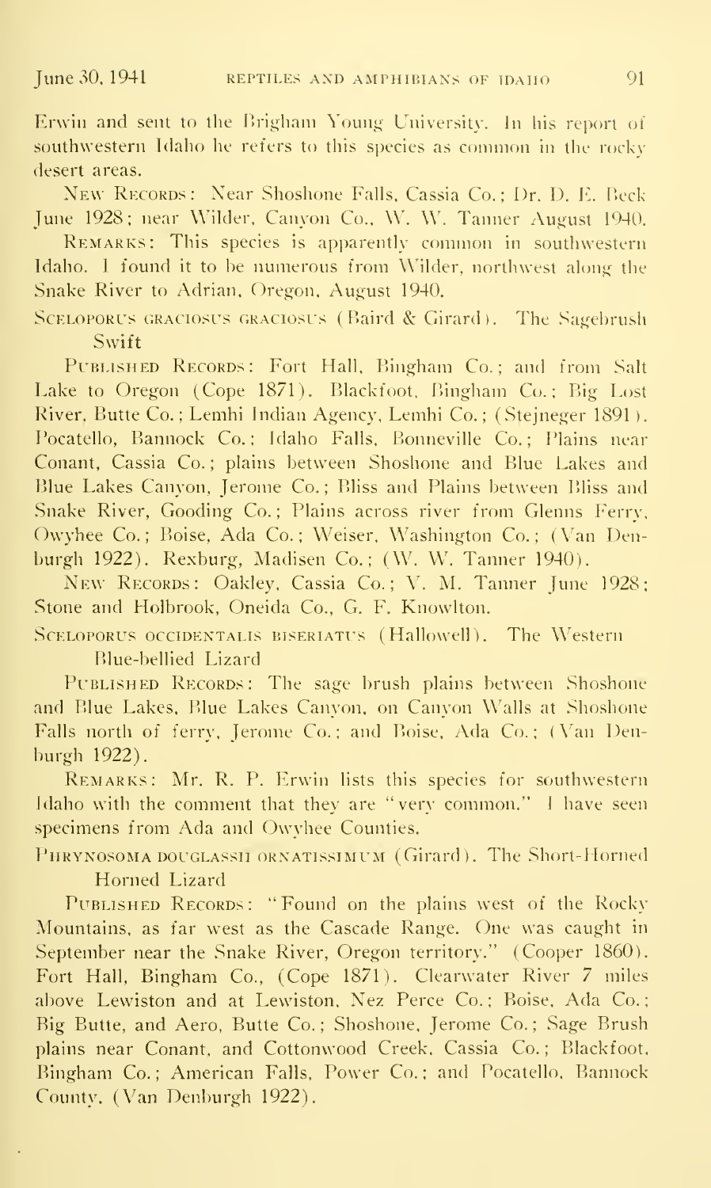Erwin and sent to the Brigham Young University. In his report of southwestern Idaho he refers to this species as common in the rocky desert areas.

New Records: Near Shoshone Falls, Cassia Co.; Dr. D. E. Beck June 1928; near Wilder, Canyon Co., W. W. Tanner August 1940.

Remarks: This species is apparently common in southwestern Idaho. I found it to be numerous from Wilder, northwest along the Snake River to Adrian, Oregon, August 1940.

**Sceloporus graciosus graciosus (Baird & Girard). The Sagebrush Swift**

Published Records: Fort Hall, Bingham Co.; and from Salt Lake to Oregon (Cope 1871). Blackfoot, Bingham Co.; Big Lost River, Butte Co.; Lemhi Indian Agency, Lemhi Co.; (Stejneger 1891). Pocatello, Bannock Co.; Idaho Falls, Bonneville Co.; Plains near Conant, Cassia Co.; plains between Shoshone and Blue Lakes and Blue Lakes Canyon, Jerome Co.; Bliss and Plains between Bliss and Snake River, Gooding Co.; Plains across river from Glenns Ferry, Owyhee Co.; Boise, Ada Co.; Weiser, Washington Co.; (Van Denburgh 1922). Rexburg, Madisen Co.; (W. W. Tanner 1940).

New Records: Oakley, Cassia Co.; V. M. Tanner June 1928; Stone and Holbrook, Oneida Co., G. F. Knowlton.

**Sceloporus occidentalis biseriatus (Hallowell). The Western Blue-bellied Lizard**

Published Records: The sage brush plains between Shoshone and Blue Lakes, Blue Lakes Canyon, on Canyon Walls at Shoshone Falls north of ferry, Jerome Co.; and Boise, Ada Co.; (Van Denburgh 1922).

Remarks: Mr. R. P. Erwin lists this species for southwestern Idaho with the comment that they are "very common." I have seen specimens from Ada and Owyhee Counties.

**Phrynosoma douglassii ornatissimum (Girard). The Short-Horned Horned Lizard**

Published Records: "Found on the plains west of the Rocky Mountains, as far west as the Cascade Range. One was caught in September near the Snake River, Oregon territory." (Cooper 1860). Fort Hall, Bingham Co., (Cope 1871). Clearwater River 7 miles above Lewiston and at Lewiston, Nez Perce Co.; Boise, Ada Co.; Big Butte, and Aero, Butte Co.; Shoshone, Jerome Co.; Sage Brush plains near Conant, and Cottonwood Creek, Cassia Co.; Blackfoot, Bingham Co.; American Falls, Power Co.; and Pocatello, Bannock County. (Van Denburgh 1922).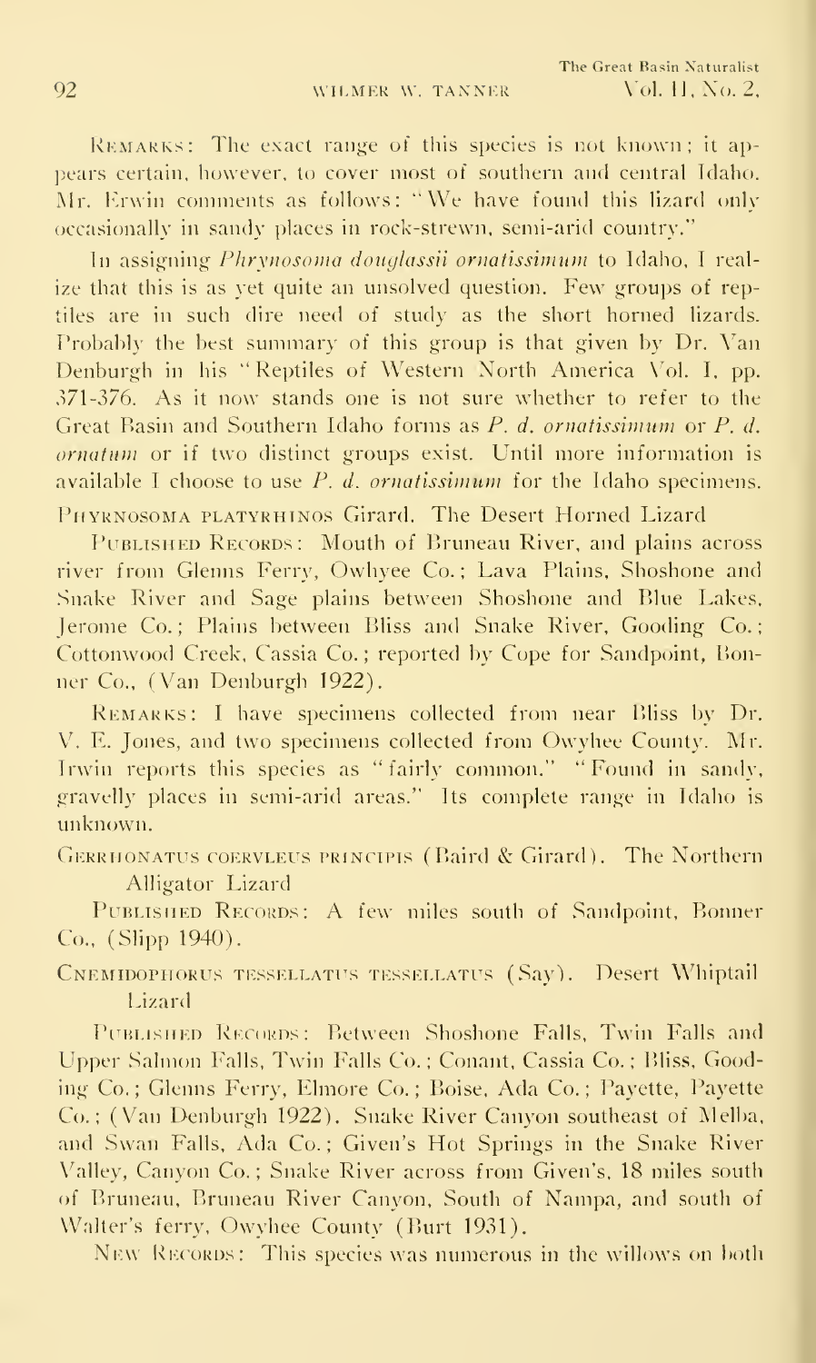REMARKS: The exact range of this species is not known; it appears certain, however, to cover most of southern and central Idaho. Mr. Erwin comments as follows: "We have found this lizard only occasionally in sandy places in rock-strewn, semi-arid country."

In assigning *Phrynosoma douglassii ornatissimum* to Idaho, I realize that this is as yet quite an unsolved question. Few groups of reptiles are in such dire need of study as the short horned lizards. Probably the best summary of this group is that given by Dr. Van Denburgh in his "Reptiles of Western North America Vol. I, pp. 371-376. As it now stands one is not sure whether to refer to the Great Basin and Southern Idaho forms as *P. d. ornatissimum* or *P. d. ornatum* or if two distinct groups exist. Until more information is available I choose to use *P. d. ornatissimum* for the Idaho specimens.

PHYRNOSOMA PLATYRHINOS Girard. The Desert Horned Lizard

PUBLISHED RECORDS: Mouth of Bruneau River, and plains across river from Glenns Ferry, Owhyee Co.; Lava Plains, Shoshone and Snake River and Sage plains between Shoshone and Blue Lakes, Jerome Co.; Plains between Bliss and Snake River, Gooding Co.; Cottonwood Creek, Cassia Co.; reported by Cope for Sandpoint, Bonner Co., (Van Denburgh 1922).

REMARKS: I have specimens collected from near Bliss by Dr. V. E. Jones, and two specimens collected from Owhyee County. Mr. Irwin reports this species as "fairly common." "Found in sandy, gravelly places in semi-arid areas." Its complete range in Idaho is unknown.

GERRHONATUS COERVLEUS PRINCIPIS (Baird & Girard). The Northern Alligator Lizard

PUBLISHED RECORDS: A few miles south of Sandpoint, Bonner Co., (Slipp 1940).

CNEMIDOPHORUS TESSELLATUS TESSELLATUS (Say). Desert Whiptail Lizard

PUBLISHED RECORDS: Between Shoshone Falls, Twin Falls and Upper Salmon Falls, Twin Falls Co.; Conant, Cassia Co.; Bliss, Gooding Co.; Glenns Ferry, Elmore Co.; Boise, Ada Co.; Payette, Payette Co.; (Van Denburgh 1922). Snake River Canyon southeast of Melba, and Swan Falls, Ada Co.; Given's Hot Springs in the Snake River Valley, Canyon Co.; Snake River across from Given's, 18 miles south of Bruneau, Bruneau River Canyon, South of Nampa, and south of Walter's ferry, Owyhee County (Burt 1931).

NEW RECORDS: This species was numerous in the willows on both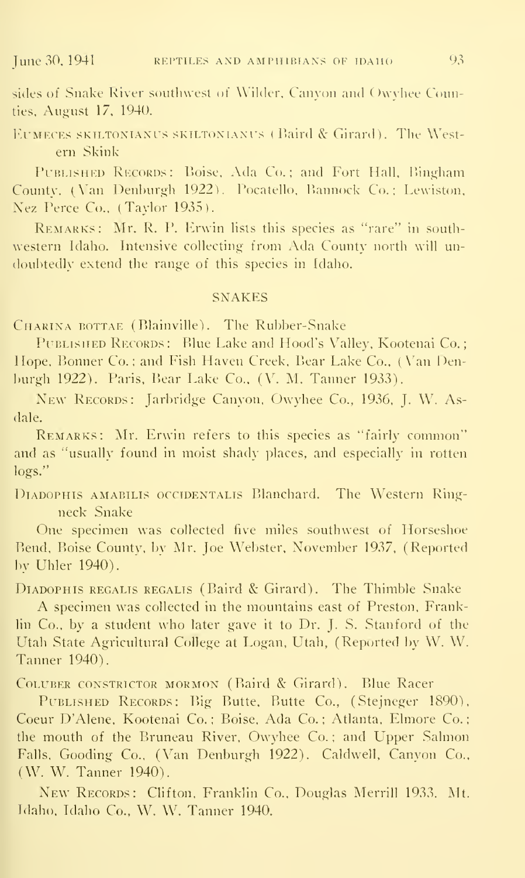sides of Snake River southwest of Wilder, Canyon and Owyhee Counties, August 17, 1940.

EUMECES SKILTONIANUS SKILTONIANUS (Baird & Girard). The Western Skink

PUBLISHED RECORDS: Boise, Ada Co.; and Fort Hall, Bingham County. (Van Denburgh 1922). Pocatello, Bannock Co.; Lewiston, Nez Perce Co., (Taylor 1935).

REMARKS: Mr. R. P. Erwin lists this species as "rare" in southwestern Idaho. Intensive collecting from Ada County north will undoubtedly extend the range of this species in Idaho.

## SNAKES

CHARINA BOTTAE (Blainville). The Rubber-Snake

PUBLISHED RECORDS: Blue Lake and Hood's Valley, Kootenai Co.; Hope, Bonner Co.; and Fish Haven Creek, Bear Lake Co., (Van Denburgh 1922). Paris, Bear Lake Co., (V. M. Tanner 1933).

NEW RECORDS: Jarbridge Canyon, Owyhee Co., 1936, J. W. Asdale.

REMARKS: Mr. Erwin refers to this species as "fairly common" and as "usually found in moist shady places, and especially in rotten logs."

DIADOPHIS AMABILIS OCCIDENTALIS Blanchard. The Western Ringneck Snake

One specimen was collected five miles southwest of Horseshoe Bend, Boise County, by Mr. Joe Webster, November 1937, (Reported by Uhler 1940).

DIADOPHIS REGALIS REGALIS (Baird & Girard). The Thimble Snake

A specimen was collected in the mountains east of Preston, Franklin Co., by a student who later gave it to Dr. J. S. Stanford of the Utah State Agricultural College at Logan, Utah, (Reported by W. W. Tanner 1940).

COLUBER CONSTRICTOR MORMON (Baird & Girard). Blue Racer

PUBLISHED RECORDS: Big Butte, Butte Co., (Stejneger 1890), Coeur D'Alene, Kootenai Co.; Boise, Ada Co.; Atlanta, Elmore Co.; the mouth of the Bruneau River, Owyhee Co.; and Upper Salmon Falls, Gooding Co., (Van Denburgh 1922). Caldwell, Canyon Co., (W. W. Tanner 1940).

NEW RECORDS: Clifton, Franklin Co., Douglas Merrill 1933. Mt. Idaho, Idaho Co., W. W. Tanner 1940.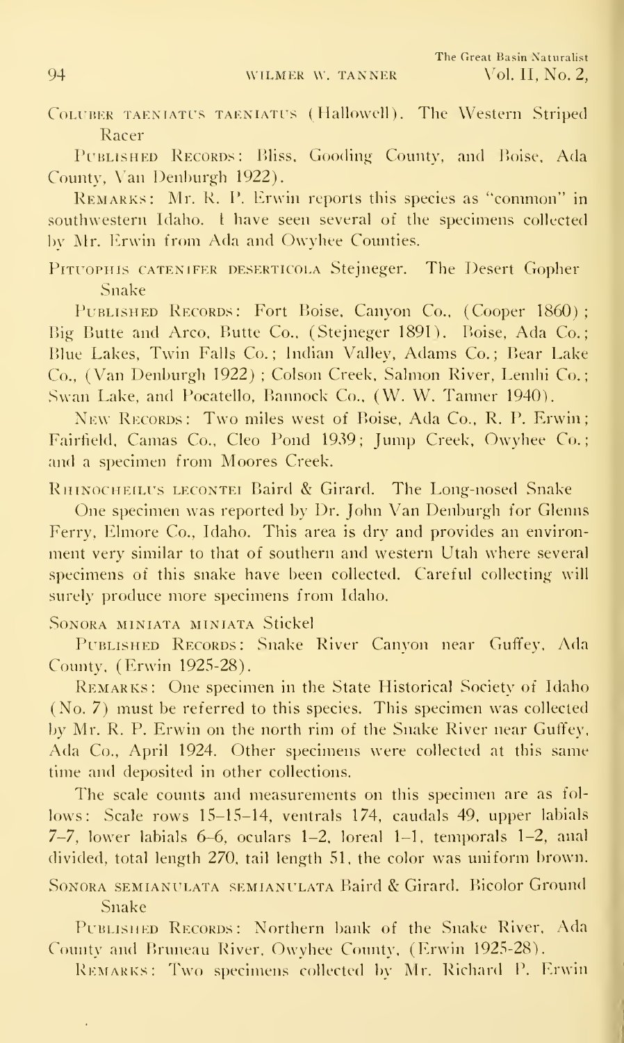Coluber taeniatus taeniatus (Hallowell). The Western Striped Racer

Published Records: Bliss, Gooding County, and Boise, Ada County, Van Denburgh 1922).

Remarks: Mr. R. P. Erwin reports this species as "common" in southwestern Idaho. I have seen several of the specimens collected by Mr. Erwin from Ada and Owyhee Counties.

Pituophis catenifer deserticola Stejneger. The Desert Gopher Snake

Published Records: Fort Boise, Canyon Co., (Cooper 1860); Big Butte and Arco, Butte Co., (Stejneger 1891). Boise, Ada Co.; Blue Lakes, Twin Falls Co.; Indian Valley, Adams Co.; Bear Lake Co., (Van Denburgh 1922); Colson Creek, Salmon River, Lemhi Co.; Swan Lake, and Pocatello, Bannock Co., (W. W. Tanner 1940).

New Records: Two miles west of Boise, Ada Co., R. P. Erwin; Fairfield, Camas Co., Cleo Pond 1939; Jump Creek, Owyhee Co.; and a specimen from Moores Creek.

Rhinocheilus lecontei Baird & Girard. The Long-nosed Snake

One specimen was reported by Dr. John Van Denburgh for Glenns Ferry, Elmore Co., Idaho. This area is dry and provides an environment very similar to that of southern and western Utah where several specimens of this snake have been collected. Careful collecting will surely produce more specimens from Idaho.

Sonora miniata miniata Stickel

Published Records: Snake River Canyon near Guffey, Ada County, (Erwin 1925-28).

Remarks: One specimen in the State Historical Society of Idaho (No. 7) must be referred to this species. This specimen was collected by Mr. R. P. Erwin on the north rim of the Snake River near Guffey, Ada Co., April 1924. Other specimens were collected at this same time and deposited in other collections.

The scale counts and measurements on this specimen are as follows: Scale rows 15–15–14, ventrals 174, caudals 49, upper labials 7–7, lower labials 6–6, oculars 1–2, loreal 1–1, temporals 1–2, anal divided, total length 270, tail length 51, the color was uniform brown.

Sonora semianulata semianulata Baird & Girard. Bicolor Ground Snake

Published Records: Northern bank of the Snake River, Ada County and Bruneau River, Owyhee County, (Erwin 1925-28).

Remarks: Two specimens collected by Mr. Richard P. Erwin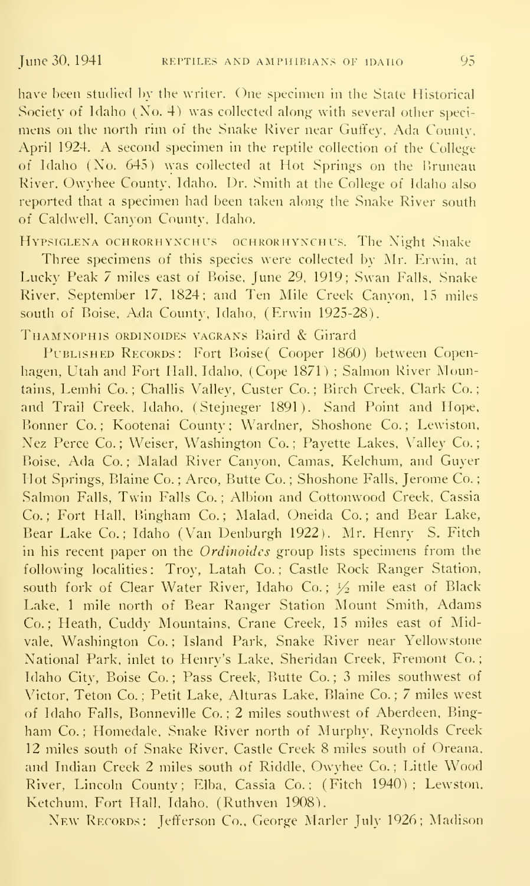have been studied by the writer. One specimen in the State Historical Society of Idaho (No. 4) was collected along with several other specimens on the north rim of the Snake River near Guffey, Ada County, April 1924. A second specimen in the reptile collection of the College of Idaho (No. 645) was collected at Hot Springs on the Bruneau River, Owyhee County, Idaho. Dr. Smith at the College of Idaho also reported that a specimen had been taken along the Snake River south of Caldwell, Canyon County, Idaho.

Hypsiglena ochrorhynchus ochrorhynchus. The Night Snake

Three specimens of this species were collected by Mr. Erwin, at Lucky Peak 7 miles east of Boise, June 29, 1919; Swan Falls, Snake River, September 17, 1824; and Ten Mile Creek Canyon, 15 miles south of Boise, Ada County, Idaho, (Erwin 1925-28).

Thamnophis ordinoides vagrans Baird & Girard

Published Records: Fort Boise( Cooper 1860) between Copenhagen, Utah and Fort Hall, Idaho, (Cope 1871) ; Salmon River Mountains, Lemhi Co.; Challis Valley, Custer Co.; Birch Creek, Clark Co.; and Trail Creek, Idaho, (Stejneger 1891). Sand Point and Hope, Bonner Co.; Kootenai County; Wardner, Shoshone Co.; Lewiston, Nez Perce Co.; Weiser, Washington Co.; Payette Lakes, Valley Co.; Boise, Ada Co.; Malad River Canyon, Camas, Kelchum, and Guyer Hot Springs, Blaine Co.; Arco, Butte Co.; Shoshone Falls, Jerome Co.; Salmon Falls, Twin Falls Co.; Albion and Cottonwood Creek, Cassia Co.; Fort Hall, Bingham Co.; Malad, Oneida Co.; and Bear Lake, Bear Lake Co.; Idaho (Van Denburgh 1922). Mr. Henry S. Fitch in his recent paper on the *Ordinoides* group lists specimens from the following localities: Troy, Latah Co.; Castle Rock Ranger Station, south fork of Clear Water River, Idaho Co.; ½ mile east of Black Lake, 1 mile north of Bear Ranger Station Mount Smith, Adams Co.; Heath, Cuddy Mountains, Crane Creek, 15 miles east of Midvale, Washington Co.; Island Park, Snake River near Yellowstone National Park, inlet to Henry's Lake, Sheridan Creek, Fremont Co.; Idaho City, Boise Co.; Pass Creek, Butte Co.; 3 miles southwest of Victor, Teton Co.; Petit Lake, Alturas Lake, Blaine Co.; 7 miles west of Idaho Falls, Bonneville Co.; 2 miles southwest of Aberdeen, Bingham Co.; Homedale, Snake River north of Murphy, Reynolds Creek 12 miles south of Snake River, Castle Creek 8 miles south of Oreana, and Indian Creek 2 miles south of Riddle, Owyhee Co.; Little Wood River, Lincoln County; Elba, Cassia Co.; (Fitch 1940); Lewston, Ketchum, Fort Hall, Idaho, (Ruthven 1908).

New Records: Jefferson Co., George Marler July 1926; Madison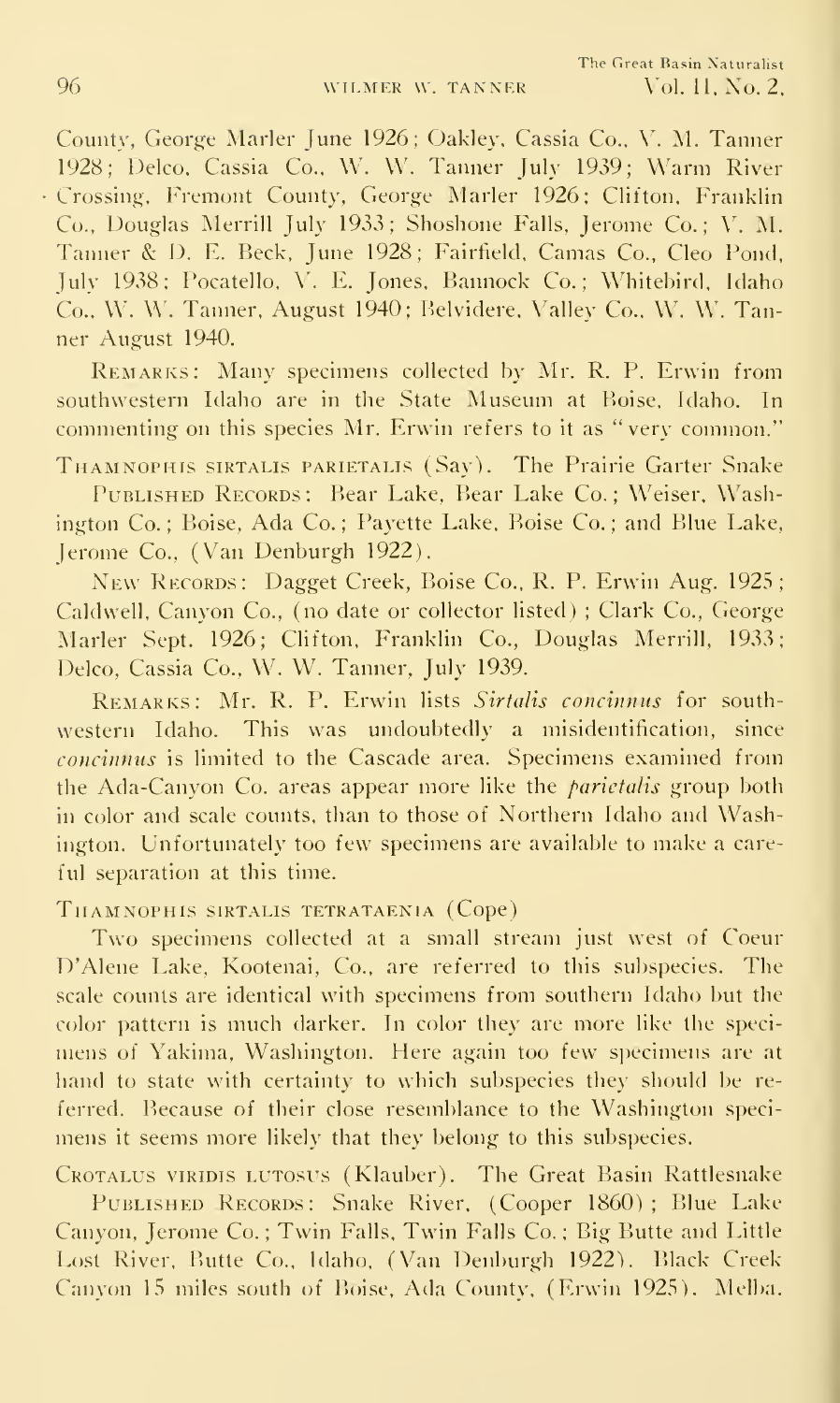County, George Marler June 1926; Oakley, Cassia Co., V. M. Tanner 1928; Delco, Cassia Co., W. W. Tanner July 1939; Warm River Crossing, Fremont County, George Marler 1926; Clifton, Franklin Co., Douglas Merrill July 1933; Shoshone Falls, Jerome Co.; V. M. Tanner & D. E. Beck, June 1928; Fairfield, Camas Co., Cleo Pond, July 1938; Pocatello, V. E. Jones, Bannock Co.; Whitebird, Idaho Co., W. W. Tanner, August 1940; Belvidere, Valley Co., W. W. Tanner August 1940.

REMARKS: Many specimens collected by Mr. R. P. Erwin from southwestern Idaho are in the State Museum at Boise, Idaho. In commenting on this species Mr. Erwin refers to it as "very common."

THAMNOPHIS SIRTALIS PARIETALIS (Say). The Prairie Garter Snake

PUBLISHED RECORDS: Bear Lake, Bear Lake Co.; Weiser, Washington Co.; Boise, Ada Co.; Payette Lake, Boise Co.; and Blue Lake, Jerome Co., (Van Denburgh 1922).

NEW RECORDS: Dagget Creek, Boise Co., R. P. Erwin Aug. 1925; Caldwell, Canyon Co., (no date or collector listed); Clark Co., George Marler Sept. 1926; Clifton, Franklin Co., Douglas Merrill, 1933; Delco, Cassia Co., W. W. Tanner, July 1939.

REMARKS: Mr. R. P. Erwin lists *Sirtalis concinnus* for southwestern Idaho. This was undoubtedly a misidentification, since *concinnus* is limited to the Cascade area. Specimens examined from the Ada-Canyon Co. areas appear more like the *parietalis* group both in color and scale counts, than to those of Northern Idaho and Washington. Unfortunately too few specimens are available to make a careful separation at this time.

THAMNOPHIS SIRTALIS TETRATAENIA (Cope)

Two specimens collected at a small stream just west of Coeur D'Alene Lake, Kootenai, Co., are referred to this subspecies. The scale counts are identical with specimens from southern Idaho but the color pattern is much darker. In color they are more like the specimens of Yakima, Washington. Here again too few specimens are at hand to state with certainty to which subspecies they should be referred. Because of their close resemblance to the Washington specimens it seems more likely that they belong to this subspecies.

CROTALUS VIRIDIS LUTOSUS (Klauber). The Great Basin Rattlesnake

PUBLISHED RECORDS: Snake River, (Cooper 1860); Blue Lake Canyon, Jerome Co.; Twin Falls, Twin Falls Co.; Big Butte and Little Lost River, Butte Co., Idaho, (Van Denburgh 1922). Black Creek Canyon 15 miles south of Boise, Ada County, (Erwin 1925). Melba.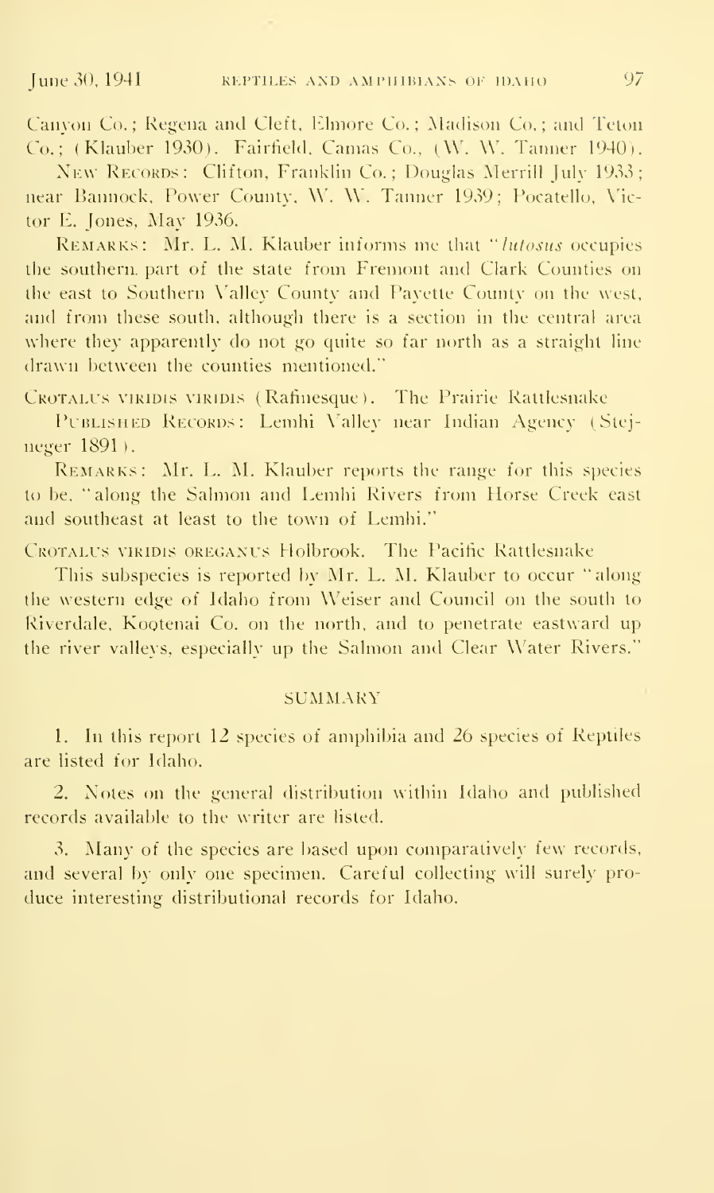Canyon Co.; Regena and Cleft, Elmore Co.; Madison Co.; and Teton Co.; (Klauber 1930). Fairfield, Camas Co., (W. W. Tanner 1940).

New Records: Clifton, Franklin Co.; Douglas Merrill July 1933; near Bannock, Power County, W. W. Tanner 1939; Pocatello, Victor E. Jones, May 1936.

Remarks: Mr. L. M. Klauber informs me that "*lutosus* occupies the southern part of the state from Fremont and Clark Counties on the east to Southern Valley County and Payette County on the west, and from these south, although there is a section in the central area where they apparently do not go quite so far north as a straight line drawn between the counties mentioned."

Crotalus viridis viridis (Rafinesque). The Prairie Rattlesnake

Published Records: Lemhi Valley near Indian Agency (Stejneger 1891).

Remarks: Mr. L. M. Klauber reports the range for this species to be, "along the Salmon and Lemhi Rivers from Horse Creek east and southeast at least to the town of Lemhi."

Crotalus viridis oreganus Holbrook. The Pacific Rattlesnake

This subspecies is reported by Mr. L. M. Klauber to occur "along the western edge of Idaho from Weiser and Council on the south to Riverdale, Kootenai Co. on the north, and to penetrate eastward up the river valleys, especially up the Salmon and Clear Water Rivers."

## SUMMARY

1. In this report 12 species of amphibia and 26 species of Reptiles are listed for Idaho.

2. Notes on the general distribution within Idaho and published records available to the writer are listed.

3. Many of the species are based upon comparatively few records, and several by only one specimen. Careful collecting will surely produce interesting distributional records for Idaho.